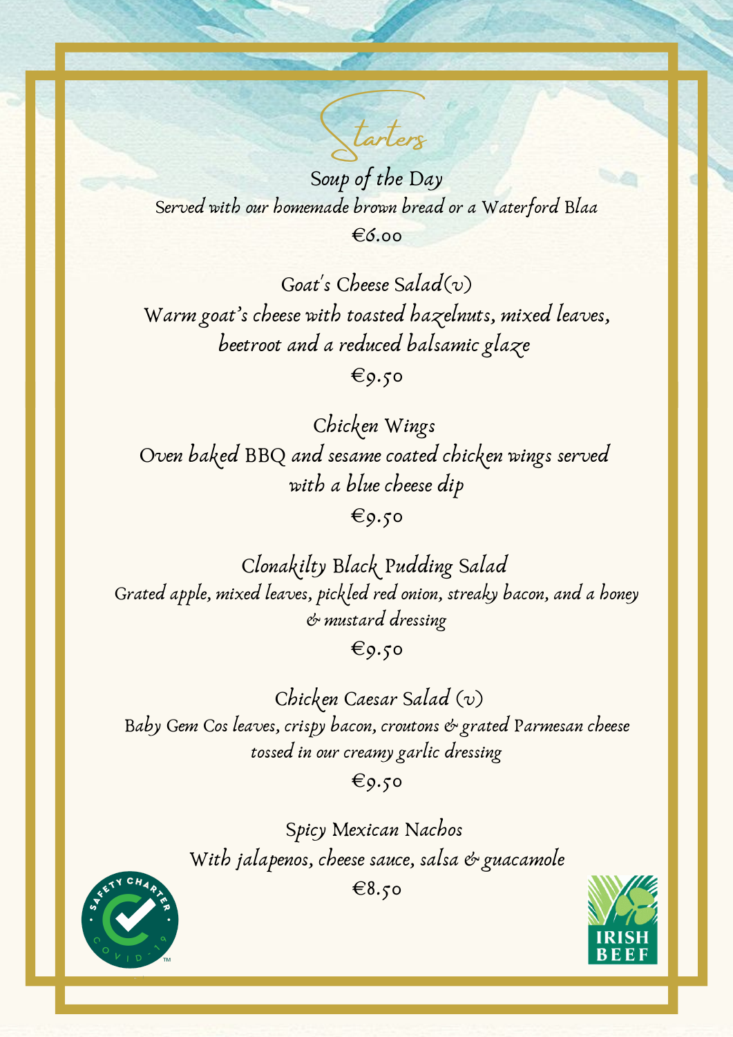# Starters

## Soup of the Day

*Served with our homemade brown bread or a Waterford Blaa*

€6.00

## Goat's Cheese Salad(v)

*Warm goat's cheese with toasted hazelnuts, mixed leaves, beetroot and a reduced balsamic glaze*

€9.50

## Chicken Wings

*Oven baked BBQ and sesame coated chicken wings served with a blue cheese dip*

€9.50

## Clonakilty Black Pudding Salad

*Grated apple, mixed leaves, pickled red onion, streaky bacon, and a honey & mustard dressing*

€9.50

## Chicken Caesar Salad (v)

*Baby Gem Cos leaves, crispy bacon, croutons & grated Parmesan cheese tossed in our creamy garlic dressing*

€9.50

## Spicy Mexican Nachos

*With jalapenos, cheese sauce, salsa & guacamole*

€8.50

SAFETY CHARTER COVID-19 ™

IRISH BEEF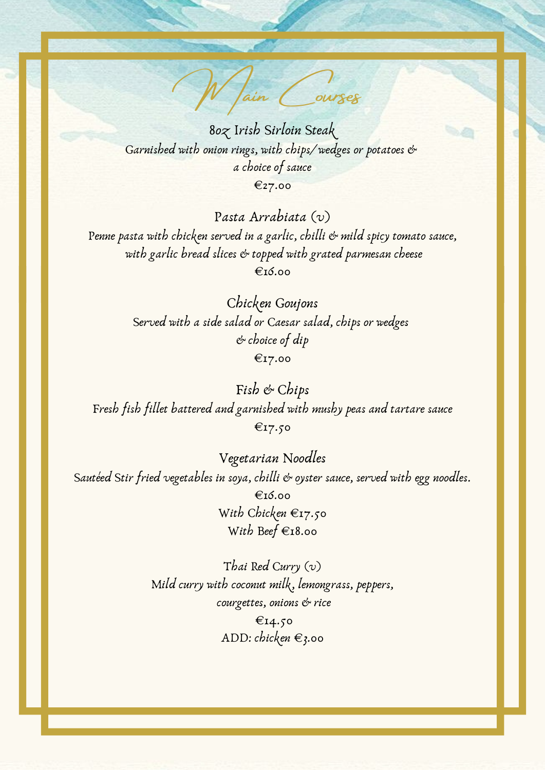# Main Courses

## 8oz Irish Sirloin Steak

*Garnished with onion rings, with chips/wedges or potatoes & a choice of sauce*

€27.00

## Pasta Arrabiata (v)

*Penne pasta with chicken served in a garlic, chilli & mild spicy tomato sauce, with garlic bread slices & topped with grated parmesan cheese*

€16.00

## Chicken Goujons

*Served with a side salad or Caesar salad, chips or wedges & choice of dip*

€17.00

## Fish & Chips

*Fresh fish fillet battered and garnished with mushy peas and tartare sauce*

€17.50

## Vegetarian Noodles

*Sautéed Stir fried vegetables in soya, chilli & oyster sauce, served with egg noodles.*

€16.00

With Chicken €17.50

With Beef €18.00

## Thai Red Curry (v)

*Mild curry with coconut milk, lemongrass, peppers, courgettes, onions & rice*

€14.50

ADD: *chicken* €3.00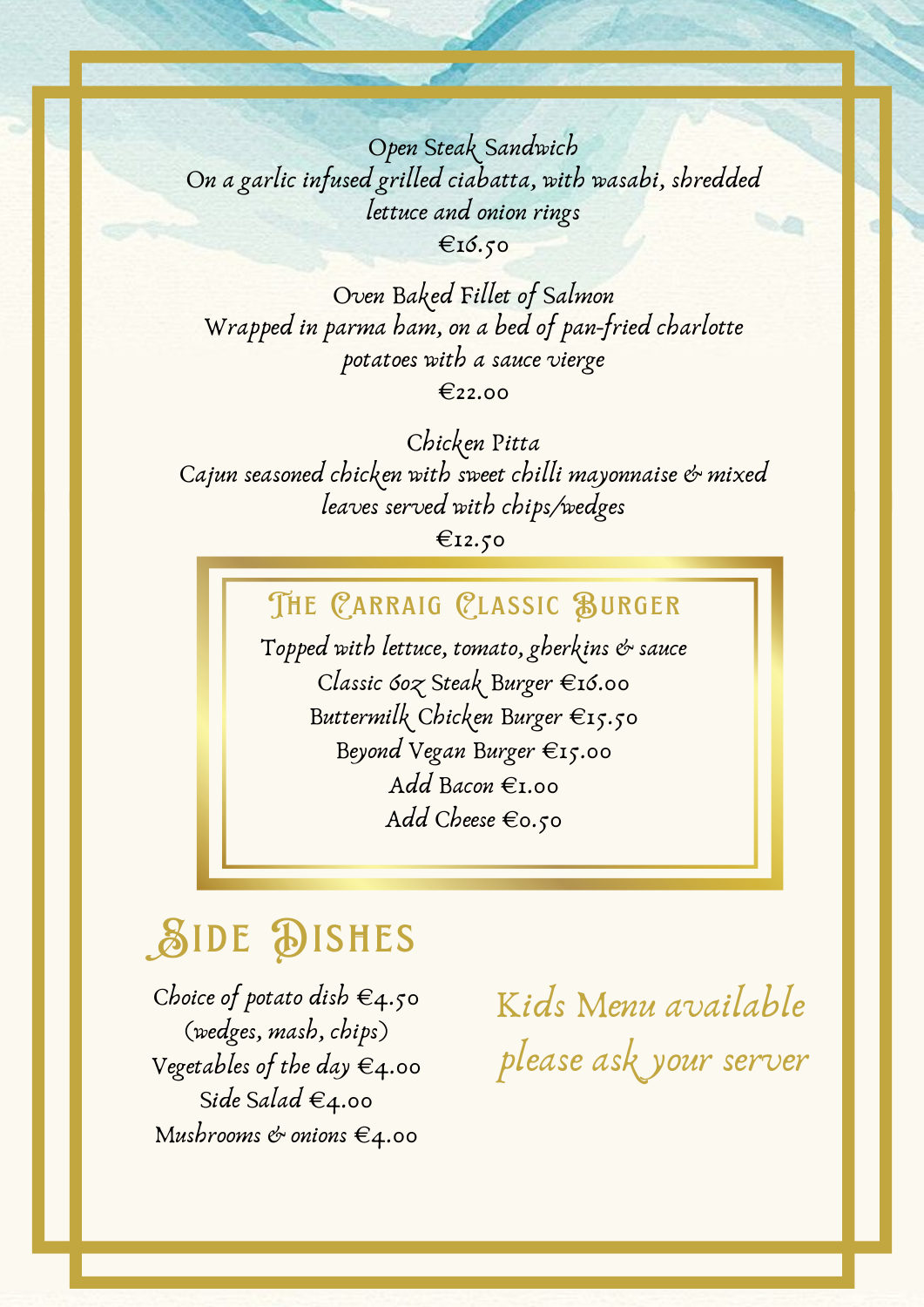Open Steak Sandwich
*On a garlic infused grilled ciabatta, with wasabi, shredded lettuce and onion rings*
€16.50

Oven Baked Fillet of Salmon
*Wrapped in parma ham, on a bed of pan-fried charlotte potatoes with a sauce vierge*
€22.00

Chicken Pitta
*Cajun seasoned chicken with sweet chilli mayonnaise & mixed leaves served with chips/wedges*
€12.50

## The Carraig Classic Burger

*Topped with lettuce, tomato, gherkins & sauce*

Classic 6oz Steak Burger €16.00
Buttermilk Chicken Burger €15.50
Beyond Vegan Burger €15.00
Add Bacon €1.00
Add Cheese €0.50

## Side Dishes

Choice of potato dish €4.50
(wedges, mash, chips)
Vegetables of the day €4.00
Side Salad €4.00
Mushrooms & onions €4.00

*Kids Menu available please ask your server*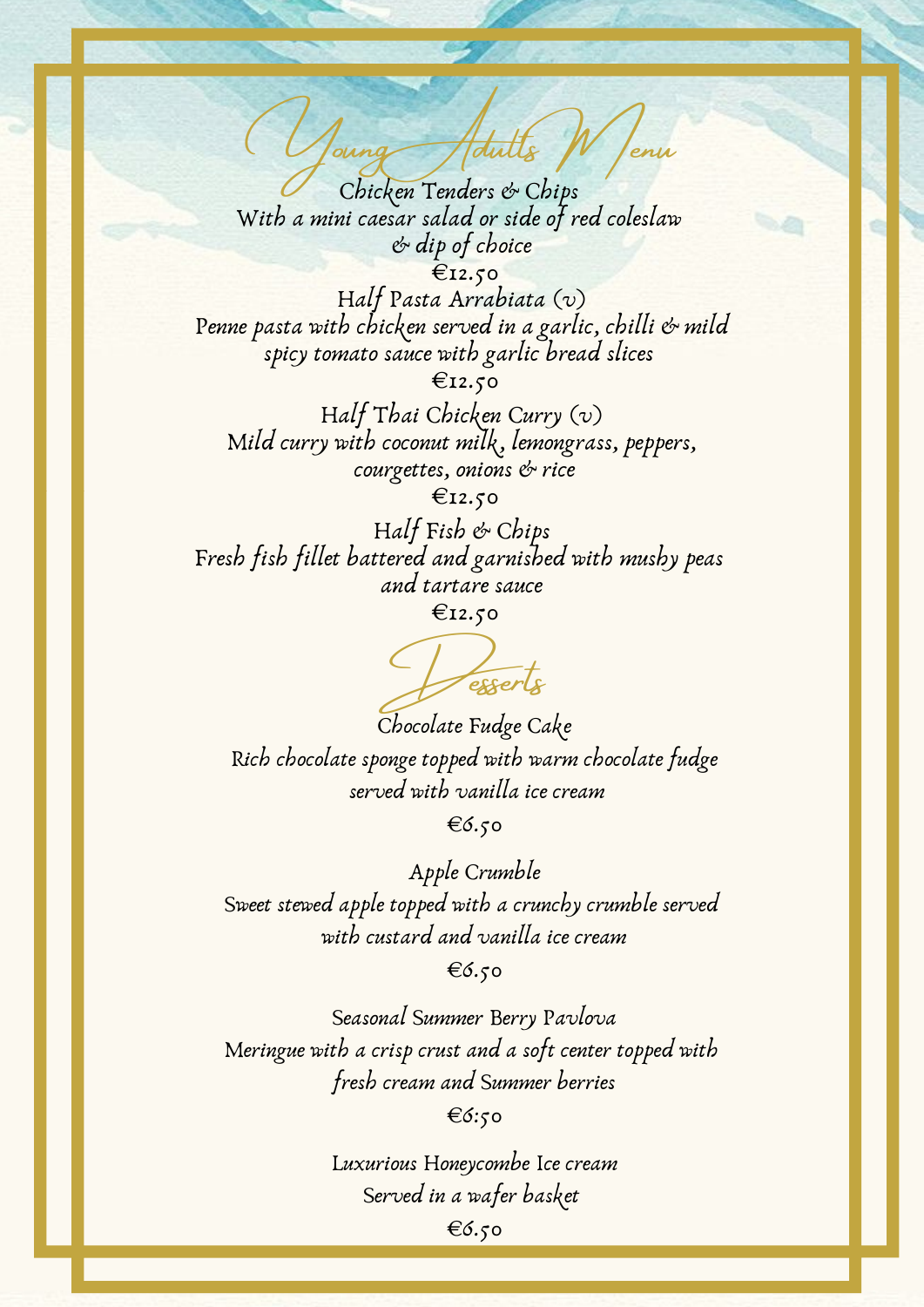# Young Adults Menu

**Chicken Tenders & Chips**
*With a mini caesar salad or side of red coleslaw & dip of choice*
€12.50

**Half Pasta Arrabiata (v)**
*Penne pasta with chicken served in a garlic, chilli & mild spicy tomato sauce with garlic bread slices*
€12.50

**Half Thai Chicken Curry (v)**
*Mild curry with coconut milk, lemongrass, peppers, courgettes, onions & rice*
€12.50

**Half Fish & Chips**
*Fresh fish fillet battered and garnished with mushy peas and tartare sauce*
€12.50

## Desserts

**Chocolate Fudge Cake**
*Rich chocolate sponge topped with warm chocolate fudge served with vanilla ice cream*
€6.50

**Apple Crumble**
*Sweet stewed apple topped with a crunchy crumble served with custard and vanilla ice cream*
€6.50

**Seasonal Summer Berry Pavlova**
*Meringue with a crisp crust and a soft center topped with fresh cream and Summer berries*
€6:50

**Luxurious Honeycombe Ice cream**
*Served in a wafer basket*
€6.50